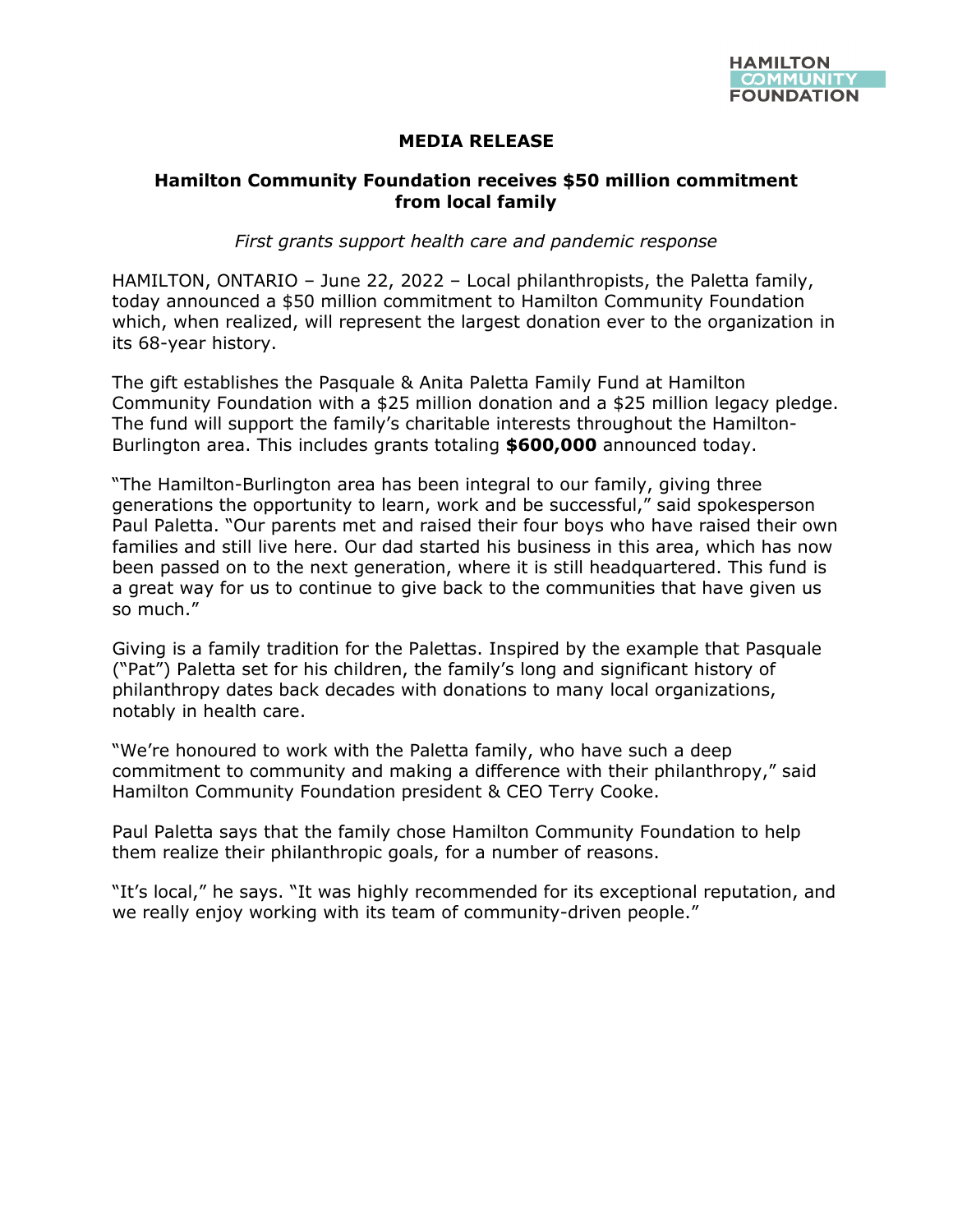HAMILTON COMMUNITY FOUNDATION

**MEDIA RELEASE**

# Hamilton Community Foundation receives $50 million commitment from local family

*First grants support health care and pandemic response*

HAMILTON, ONTARIO – June 22, 2022 – Local philanthropists, the Paletta family, today announced a $50 million commitment to Hamilton Community Foundation which, when realized, will represent the largest donation ever to the organization in its 68-year history.

The gift establishes the Pasquale & Anita Paletta Family Fund at Hamilton Community Foundation with a $25 million donation and a $25 million legacy pledge. The fund will support the family's charitable interests throughout the Hamilton-Burlington area. This includes grants totaling **$600,000** announced today.

"The Hamilton-Burlington area has been integral to our family, giving three generations the opportunity to learn, work and be successful," said spokesperson Paul Paletta. "Our parents met and raised their four boys who have raised their own families and still live here. Our dad started his business in this area, which has now been passed on to the next generation, where it is still headquartered. This fund is a great way for us to continue to give back to the communities that have given us so much."

Giving is a family tradition for the Palettas. Inspired by the example that Pasquale ("Pat") Paletta set for his children, the family's long and significant history of philanthropy dates back decades with donations to many local organizations, notably in health care.

"We're honoured to work with the Paletta family, who have such a deep commitment to community and making a difference with their philanthropy," said Hamilton Community Foundation president & CEO Terry Cooke.

Paul Paletta says that the family chose Hamilton Community Foundation to help them realize their philanthropic goals, for a number of reasons.

"It's local," he says. "It was highly recommended for its exceptional reputation, and we really enjoy working with its team of community-driven people."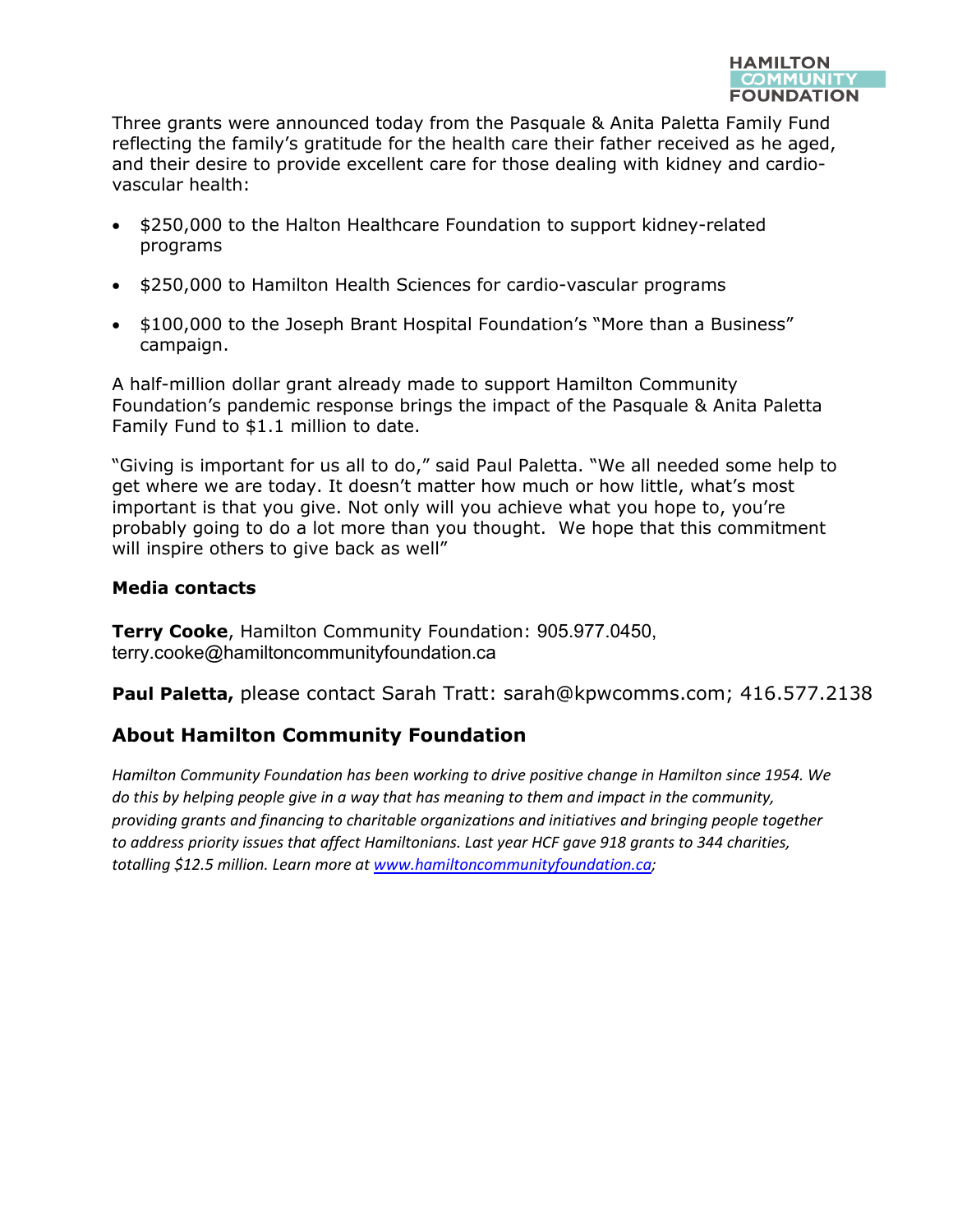Three grants were announced today from the Pasquale & Anita Paletta Family Fund reflecting the family's gratitude for the health care their father received as he aged, and their desire to provide excellent care for those dealing with kidney and cardio-vascular health:

- $250,000 to the Halton Healthcare Foundation to support kidney-related programs
- $250,000 to Hamilton Health Sciences for cardio-vascular programs
- $100,000 to the Joseph Brant Hospital Foundation's "More than a Business" campaign.

A half-million dollar grant already made to support Hamilton Community Foundation's pandemic response brings the impact of the Pasquale & Anita Paletta Family Fund to $1.1 million to date.

"Giving is important for us all to do," said Paul Paletta. "We all needed some help to get where we are today. It doesn't matter how much or how little, what's most important is that you give. Not only will you achieve what you hope to, you're probably going to do a lot more than you thought.  We hope that this commitment will inspire others to give back as well"

**Media contacts**

**Terry Cooke**, Hamilton Community Foundation: 905.977.0450, terry.cooke@hamiltoncommunityfoundation.ca

**Paul Paletta,** please contact Sarah Tratt: sarah@kpwcomms.com; 416.577.2138

## About Hamilton Community Foundation

*Hamilton Community Foundation has been working to drive positive change in Hamilton since 1954. We do this by helping people give in a way that has meaning to them and impact in the community, providing grants and financing to charitable organizations and initiatives and bringing people together to address priority issues that affect Hamiltonians. Last year HCF gave 918 grants to 344 charities, totalling $12.5 million. Learn more at www.hamiltoncommunityfoundation.ca;*